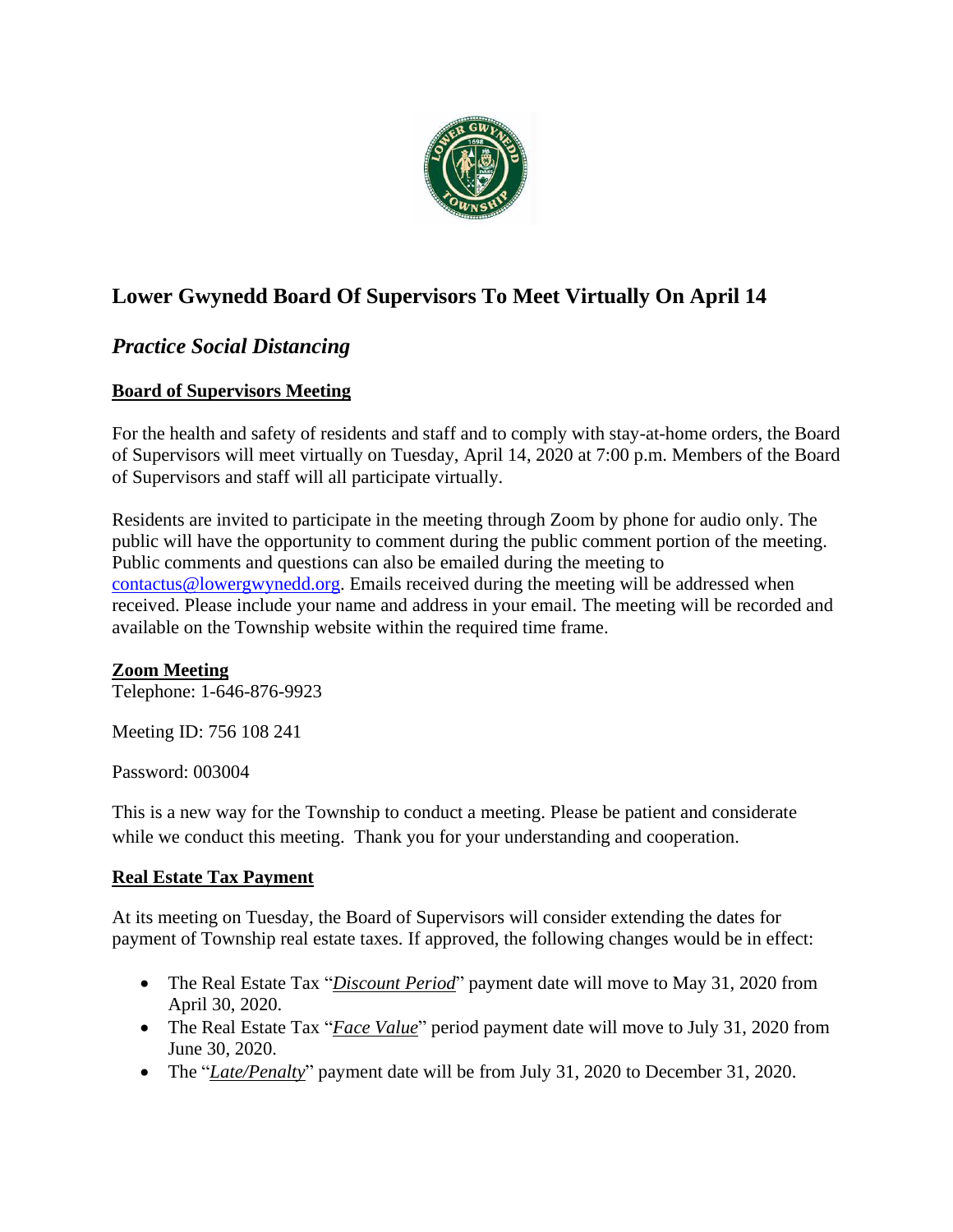# Lower Gwynedd Board Of Supervisors To Meet Virtually On April 14

## *Practice Social Distancing*

**Board of Supervisors Meeting**

For the health and safety of residents and staff and to comply with stay-at-home orders, the Board of Supervisors will meet virtually on Tuesday, April 14, 2020 at 7:00 p.m. Members of the Board of Supervisors and staff will all participate virtually.

Residents are invited to participate in the meeting through Zoom by phone for audio only. The public will have the opportunity to comment during the public comment portion of the meeting. Public comments and questions can also be emailed during the meeting to contactus@lowergwynedd.org. Emails received during the meeting will be addressed when received. Please include your name and address in your email. The meeting will be recorded and available on the Township website within the required time frame.

**Zoom Meeting**

Telephone: 1-646-876-9923

Meeting ID: 756 108 241

Password: 003004

This is a new way for the Township to conduct a meeting. Please be patient and considerate while we conduct this meeting. Thank you for your understanding and cooperation.

**Real Estate Tax Payment**

At its meeting on Tuesday, the Board of Supervisors will consider extending the dates for payment of Township real estate taxes. If approved, the following changes would be in effect:

- The Real Estate Tax "*Discount Period*" payment date will move to May 31, 2020 from April 30, 2020.
- The Real Estate Tax "*Face Value*" period payment date will move to July 31, 2020 from June 30, 2020.
- The "*Late/Penalty*" payment date will be from July 31, 2020 to December 31, 2020.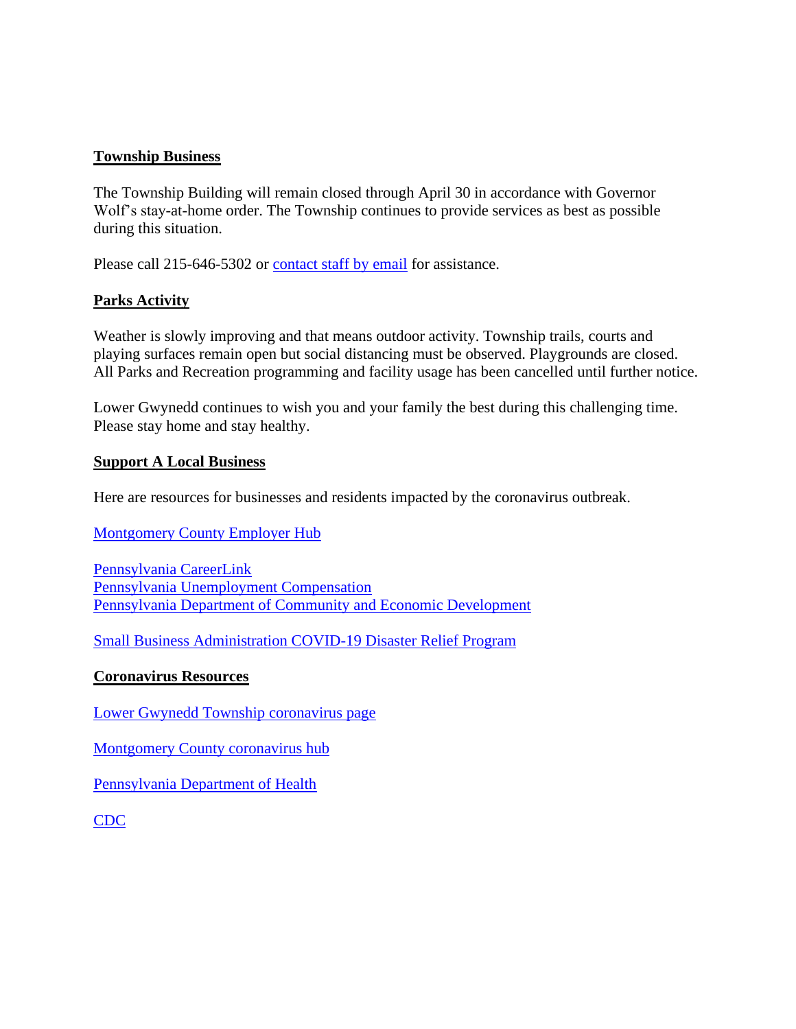**Township Business**

The Township Building will remain closed through April 30 in accordance with Governor Wolf's stay-at-home order. The Township continues to provide services as best as possible during this situation.

Please call 215-646-5302 or contact staff by email for assistance.

**Parks Activity**

Weather is slowly improving and that means outdoor activity. Township trails, courts and playing surfaces remain open but social distancing must be observed. Playgrounds are closed. All Parks and Recreation programming and facility usage has been cancelled until further notice.

Lower Gwynedd continues to wish you and your family the best during this challenging time. Please stay home and stay healthy.

**Support A Local Business**

Here are resources for businesses and residents impacted by the coronavirus outbreak.

Montgomery County Employer Hub

Pennsylvania CareerLink
Pennsylvania Unemployment Compensation
Pennsylvania Department of Community and Economic Development

Small Business Administration COVID-19 Disaster Relief Program

**Coronavirus Resources**

Lower Gwynedd Township coronavirus page

Montgomery County coronavirus hub

Pennsylvania Department of Health

CDC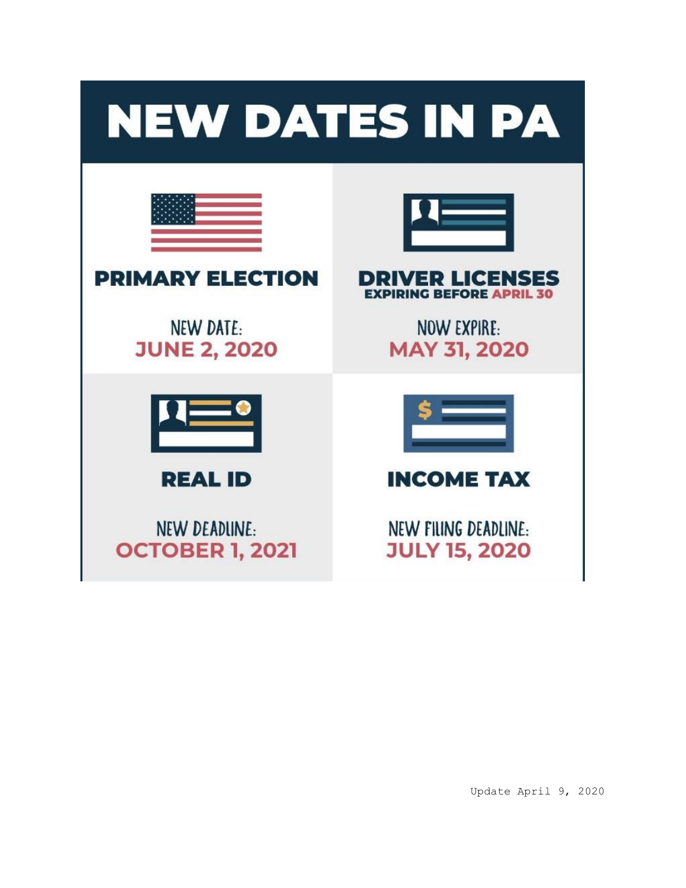# NEW DATES IN PA

## PRIMARY ELECTION

NEW DATE:
**JUNE 2, 2020**

## DRIVER LICENSES

**EXPIRING BEFORE APRIL 30**

NOW EXPIRE:
**MAY 31, 2020**

## REAL ID

NEW DEADLINE:
**OCTOBER 1, 2021**

## INCOME TAX

NEW FILING DEADLINE:
**JULY 15, 2020**

Update April 9, 2020